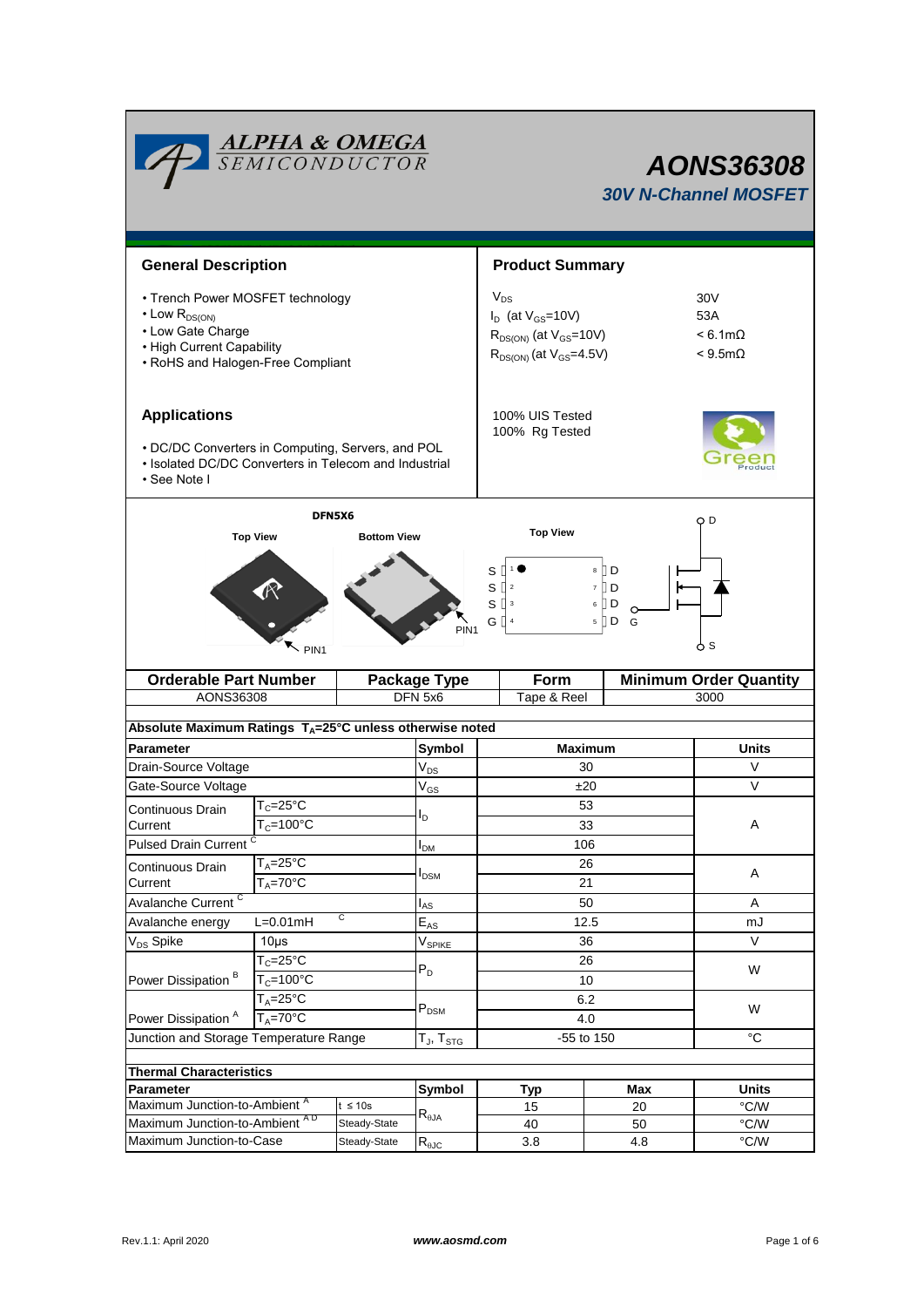# AONS36308

## 30V N-Channel MOSFET

## General Description

- Trench Power MOSFET technology
- Low $R_{DS(ON)}$
- Low Gate Charge
- High Current Capability
- RoHS and Halogen-Free Compliant

## Product Summary

| | |
|---|---|
| $V_{DS}$ | 30V |
| $I_D$ (at $V_{GS}$=10V) | 53A |
| $R_{DS(ON)}$ (at $V_{GS}$=10V) | < 6.1mΩ |
| $R_{DS(ON)}$ (at $V_{GS}$=4.5V) | < 9.5mΩ |

100% UIS Tested
100% Rg Tested

## Applications

- DC/DC Converters in Computing, Servers, and POL
- Isolated DC/DC Converters in Telecom and Industrial
- See Note I

DFN5X6

Top View | Bottom View | Top View

PIN1

S 1 · 8 D
S 2 · 7 D
S 3 · 6 D
G 4 · 5 D

D, G, S

| Orderable Part Number | Package Type | Form | Minimum Order Quantity |
|---|---|---|---|
| AONS36308 | DFN 5x6 | Tape & Reel | 3000 |

**Absolute Maximum Ratings $T_A$=25°C unless otherwise noted**

| Parameter | | Symbol | Maximum | Units |
|---|---|---|---|---|
| Drain-Source Voltage | | $V_{DS}$ | 30 | V |
| Gate-Source Voltage | | $V_{GS}$ | ±20 | V |
| Continuous Drain Current | $T_C$=25°C | $I_D$ | 53 | A |
| | $T_C$=100°C | | 33 | |
| Pulsed Drain Current [C] | | $I_{DM}$ | 106 | |
| Continuous Drain Current | $T_A$=25°C | $I_{DSM}$ | 26 | A |
| | $T_A$=70°C | | 21 | |
| Avalanche Current [C] | | $I_{AS}$ | 50 | A |
| Avalanche energy | L=0.01mH [C] | $E_{AS}$ | 12.5 | mJ |
| $V_{DS}$ Spike | 10µs | $V_{SPIKE}$ | 36 | V |
| Power Dissipation [B] | $T_C$=25°C | $P_D$ | 26 | W |
| | $T_C$=100°C | | 10 | |
| Power Dissipation [A] | $T_A$=25°C | $P_{DSM}$ | 6.2 | W |
| | $T_A$=70°C | | 4.0 | |
| Junction and Storage Temperature Range | | $T_J$, $T_{STG}$ | -55 to 150 | °C |

**Thermal Characteristics**

| Parameter | | Symbol | Typ | Max | Units |
|---|---|---|---|---|---|
| Maximum Junction-to-Ambient [A] | t ≤ 10s | $R_{\theta JA}$ | 15 | 20 | °C/W |
| Maximum Junction-to-Ambient [A D] | Steady-State | | 40 | 50 | °C/W |
| Maximum Junction-to-Case | Steady-State | $R_{\theta JC}$ | 3.8 | 4.8 | °C/W |

Rev.1.1: April 2020 www.aosmd.com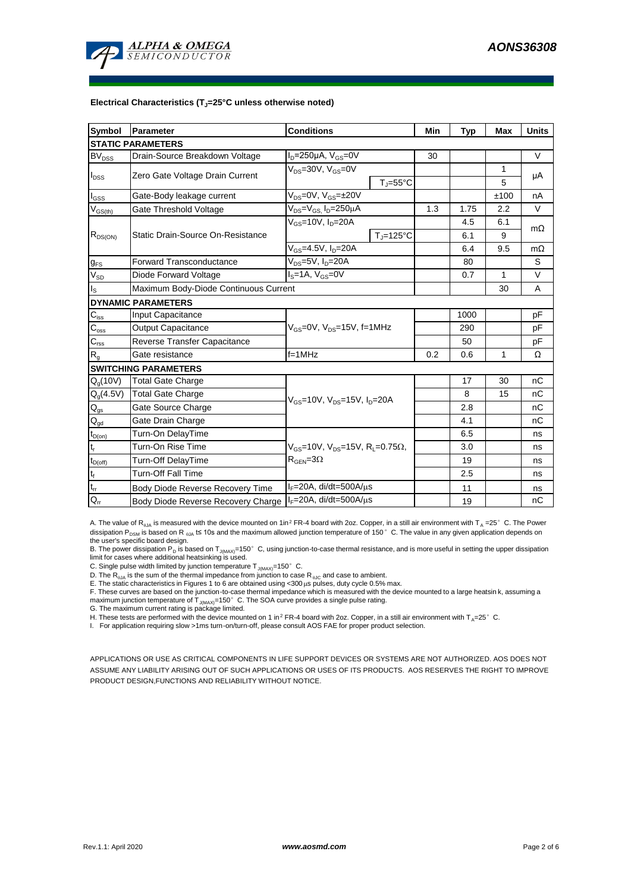### Electrical Characteristics ($T_J$=25°C unless otherwise noted)

| Symbol | Parameter | Conditions | | Min | Typ | Max | Units |
|---|---|---|---|---|---|---|---|
| **STATIC PARAMETERS** | | | | | | | |
| $BV_{DSS}$ | Drain-Source Breakdown Voltage | $I_D$=250µA, $V_{GS}$=0V | | 30 | | | V |
| $I_{DSS}$ | Zero Gate Voltage Drain Current | $V_{DS}$=30V, $V_{GS}$=0V | | | | 1 | µA |
| | | | $T_J$=55°C | | | 5 | |
| $I_{GSS}$ | Gate-Body leakage current | $V_{DS}$=0V, $V_{GS}$=±20V | | | | ±100 | nA |
| $V_{GS(th)}$ | Gate Threshold Voltage | $V_{DS}$=$V_{GS}$, $I_D$=250µA | | 1.3 | 1.75 | 2.2 | V |
| $R_{DS(ON)}$ | Static Drain-Source On-Resistance | $V_{GS}$=10V, $I_D$=20A | | | 4.5 | 6.1 | mΩ |
| | | | $T_J$=125°C | | 6.1 | 9 | |
| | | $V_{GS}$=4.5V, $I_D$=20A | | | 6.4 | 9.5 | mΩ |
| $g_{FS}$ | Forward Transconductance | $V_{DS}$=5V, $I_D$=20A | | | 80 | | S |
| $V_{SD}$ | Diode Forward Voltage | $I_S$=1A, $V_{GS}$=0V | | | 0.7 | 1 | V |
| $I_S$ | Maximum Body-Diode Continuous Current | | | | | 30 | A |
| **DYNAMIC PARAMETERS** | | | | | | | |
| $C_{iss}$ | Input Capacitance | $V_{GS}$=0V, $V_{DS}$=15V, f=1MHz | | | 1000 | | pF |
| $C_{oss}$ | Output Capacitance | | | | 290 | | pF |
| $C_{rss}$ | Reverse Transfer Capacitance | | | | 50 | | pF |
| $R_g$ | Gate resistance | f=1MHz | | 0.2 | 0.6 | 1 | Ω |
| **SWITCHING PARAMETERS** | | | | | | | |
| $Q_g$(10V) | Total Gate Charge | $V_{GS}$=10V, $V_{DS}$=15V, $I_D$=20A | | | 17 | 30 | nC |
| $Q_g$(4.5V) | Total Gate Charge | | | | 8 | 15 | nC |
| $Q_{gs}$ | Gate Source Charge | | | | 2.8 | | nC |
| $Q_{gd}$ | Gate Drain Charge | | | | 4.1 | | nC |
| $t_{D(on)}$ | Turn-On DelayTime | $V_{GS}$=10V, $V_{DS}$=15V, $R_L$=0.75Ω, $R_{GEN}$=3Ω | | | 6.5 | | ns |
| $t_r$ | Turn-On Rise Time | | | | 3.0 | | ns |
| $t_{D(off)}$ | Turn-Off DelayTime | | | | 19 | | ns |
| $t_f$ | Turn-Off Fall Time | | | | 2.5 | | ns |
| $t_{rr}$ | Body Diode Reverse Recovery Time | $I_F$=20A, di/dt=500A/µs | | | 11 | | ns |
| $Q_{rr}$ | Body Diode Reverse Recovery Charge | $I_F$=20A, di/dt=500A/µs | | | 19 | | nC |

A. The value of $R_{\theta JA}$ is measured with the device mounted on 1in² FR-4 board with 2oz. Copper, in a still air environment with $T_A$ =25° C. The Power dissipation $P_{DSM}$ is based on R $_{\theta JA}$ t≤ 10s and the maximum allowed junction temperature of 150° C. The value in any given application depends on the user's specific board design.

B. The power dissipation $P_D$ is based on $T_{J(MAX)}$=150° C, using junction-to-case thermal resistance, and is more useful in setting the upper dissipation limit for cases where additional heatsinking is used.

C. Single pulse width limited by junction temperature $T_{J(MAX)}$=150° C.

D. The $R_{\theta JA}$ is the sum of the thermal impedance from junction to case $R_{\theta JC}$ and case to ambient.

E. The static characteristics in Figures 1 to 6 are obtained using <300µs pulses, duty cycle 0.5% max.

F. These curves are based on the junction-to-case thermal impedance which is measured with the device mounted to a large heatsink, assuming a maximum junction temperature of $T_{J(MAX)}$=150° C. The SOA curve provides a single pulse rating.

G. The maximum current rating is package limited.

H. These tests are performed with the device mounted on 1 in² FR-4 board with 2oz. Copper, in a still air environment with $T_A$=25° C.

I. For application requiring slow >1ms turn-on/turn-off, please consult AOS FAE for proper product selection.

APPLICATIONS OR USE AS CRITICAL COMPONENTS IN LIFE SUPPORT DEVICES OR SYSTEMS ARE NOT AUTHORIZED. AOS DOES NOT ASSUME ANY LIABILITY ARISING OUT OF SUCH APPLICATIONS OR USES OF ITS PRODUCTS. AOS RESERVES THE RIGHT TO IMPROVE PRODUCT DESIGN,FUNCTIONS AND RELIABILITY WITHOUT NOTICE.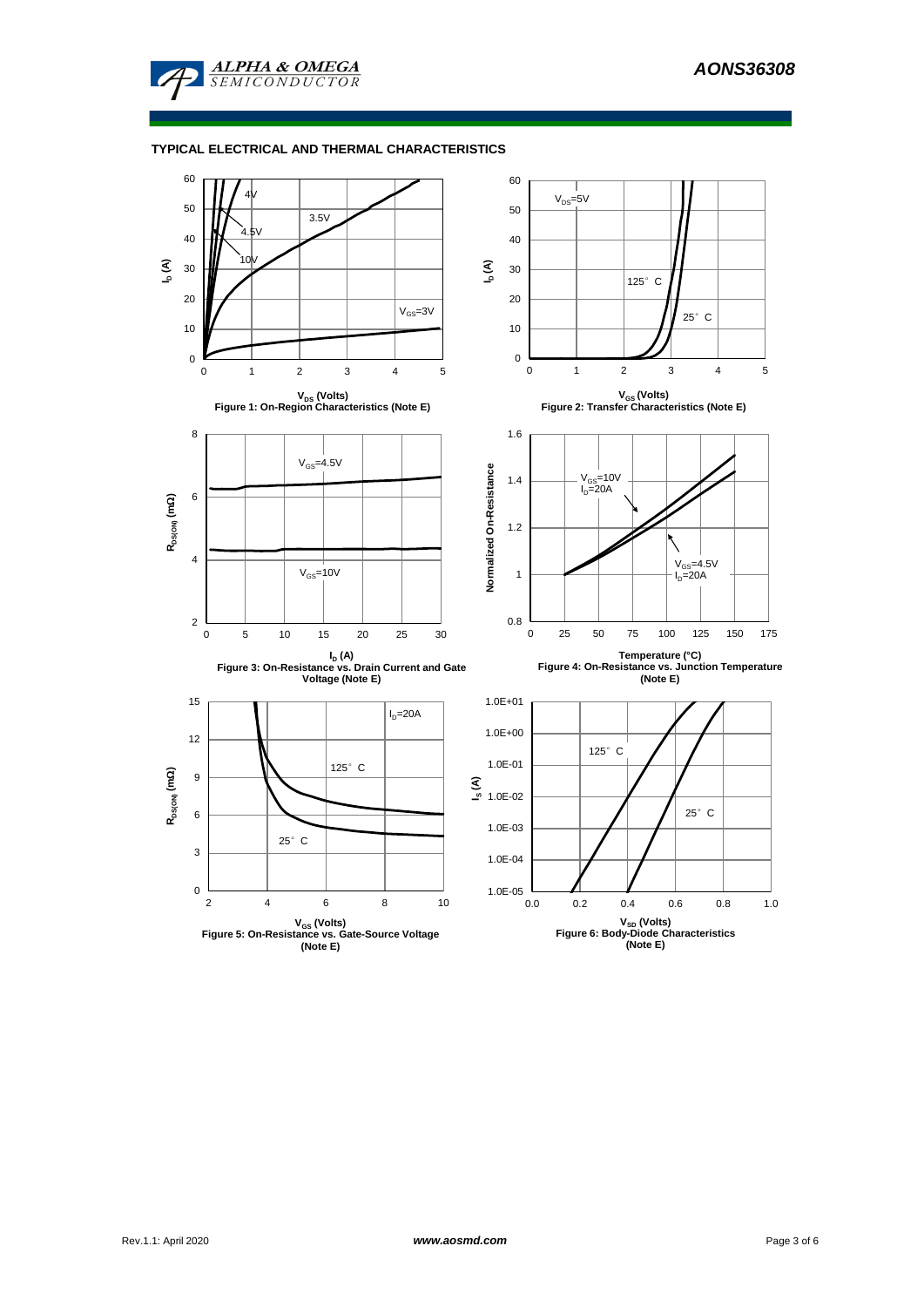## TYPICAL ELECTRICAL AND THERMAL CHARACTERISTICS

Figure 1: On-Region Characteristics (Note E)

Figure 2: Transfer Characteristics (Note E)

Figure 3: On-Resistance vs. Drain Current and Gate Voltage (Note E)

Figure 4: On-Resistance vs. Junction Temperature (Note E)

Figure 5: On-Resistance vs. Gate-Source Voltage (Note E)

Figure 6: Body-Diode Characteristics (Note E)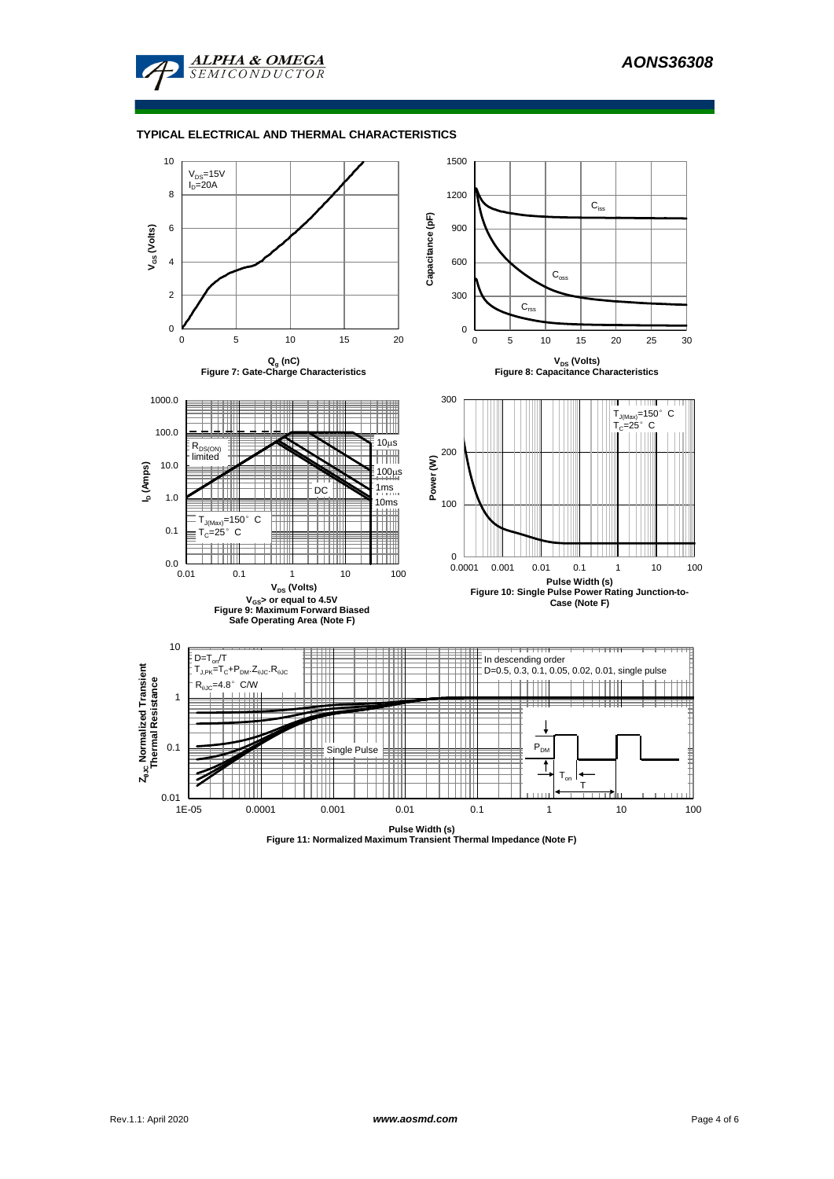## TYPICAL ELECTRICAL AND THERMAL CHARACTERISTICS

$V_{DS}$=15V
$I_D$=20A

$V_{GS}$ (Volts)

$Q_g$ (nC)

Figure 7: Gate-Charge Characteristics

$C_{iss}$

$C_{oss}$

$C_{rss}$

Capacitance (pF)

$V_{DS}$ (Volts)

Figure 8: Capacitance Characteristics

$R_{DS(ON)}$ limited

10µs

100µs

1ms

10ms

DC

$T_{J(Max)}$=150° C
$T_C$=25° C

$I_D$ (Amps)

$V_{DS}$ (Volts)

$V_{GS}$> or equal to 4.5V

Figure 9: Maximum Forward Biased Safe Operating Area (Note F)

$T_{J(Max)}$=150° C
$T_C$=25° C

Power (W)

Pulse Width (s)

Figure 10: Single Pulse Power Rating Junction-to-Case (Note F)

D=$T_{on}$/T
$T_{J,PK}$=$T_C$+$P_{DM}$.$Z_{\theta JC}$.$R_{\theta JC}$
$R_{\theta JC}$=4.8° C/W

In descending order
D=0.5, 0.3, 0.1, 0.05, 0.02, 0.01, single pulse

Single Pulse

$P_{DM}$

$T_{on}$

T

$Z_{\theta JC}$ Normalized Transient Thermal Resistance

Pulse Width (s)

Figure 11: Normalized Maximum Transient Thermal Impedance (Note F)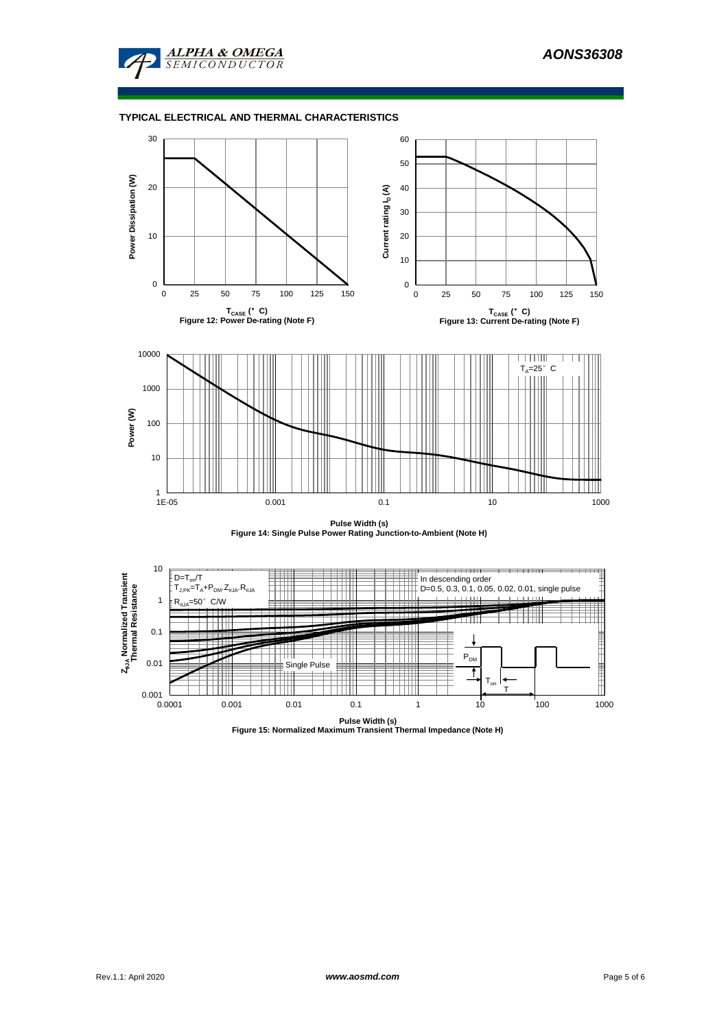## TYPICAL ELECTRICAL AND THERMAL CHARACTERISTICS

Power Dissipation (W)

$T_{CASE}$ (°C)

Figure 12: Power De-rating (Note F)

Current rating $I_D$ (A)

$T_{CASE}$ (°C)

Figure 13: Current De-rating (Note F)

$T_A$=25°C

Power (W)

Pulse Width (s)

Figure 14: Single Pulse Power Rating Junction-to-Ambient (Note H)

D=$T_{on}$/T

$T_{J,PK}$=$T_A$+$P_{DM}$.$Z_{\theta JA}$.$R_{\theta JA}$

$R_{\theta JA}$=50°C/W

In descending order

D=0.5, 0.3, 0.1, 0.05, 0.02, 0.01, single pulse

Single Pulse

$P_{DM}$

$T_{on}$

T

$Z_{\theta JA}$ Normalized Transient Thermal Resistance

Pulse Width (s)

Figure 15: Normalized Maximum Transient Thermal Impedance (Note H)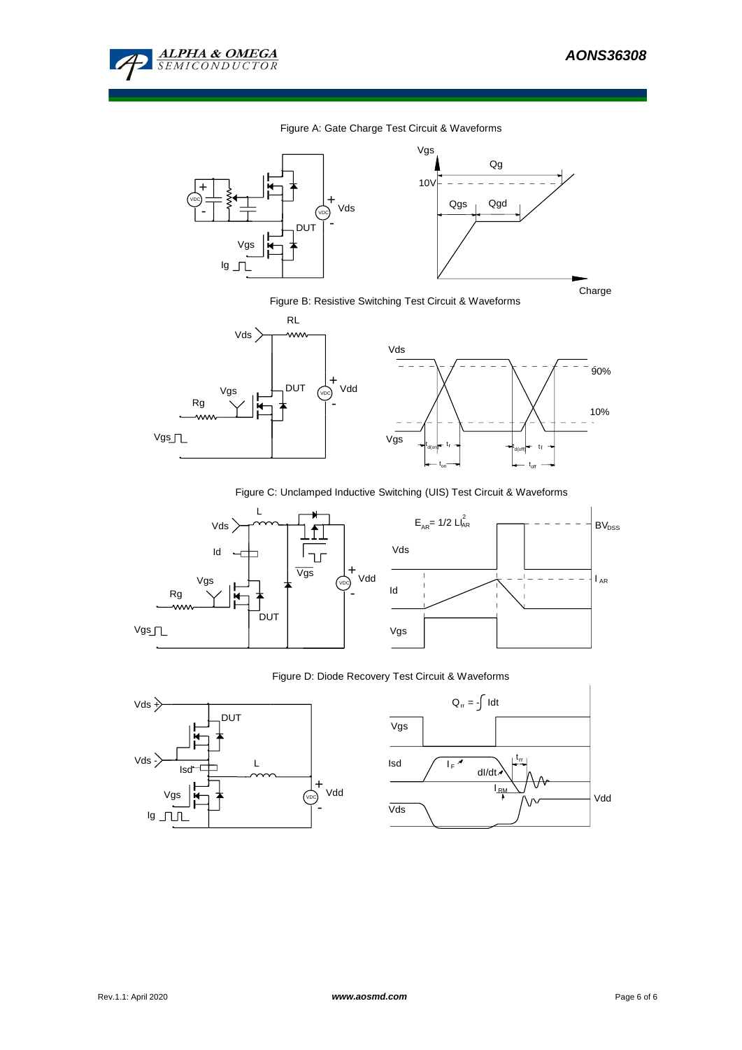Figure A: Gate Charge Test Circuit & Waveforms

Vgs

Qg

10V

Qgs

Qgd

Charge

+

VDC

-

+

VDC

Vds

-

DUT

Vgs

Ig

Figure B: Resistive Switching Test Circuit & Waveforms

RL

Vds

DUT

Vgs

Rg

Vgs

+

VDC

Vdd

-

Vds

90%

10%

Vgs

$t_{d(on)}$ $t_r$

$t_{on}$

$t_{d(off)}$ $t_f$

$t_{off}$

Figure C: Unclamped Inductive Switching (UIS) Test Circuit & Waveforms

L

Vds

Id

Vgs

Rg

Vgs

DUT

Vgs

+

VDC

Vdd

-

$E_{AR} = 1/2\ LI_{AR}^2$

$BV_{DSS}$

Vds

Id

$I_{AR}$

Vgs

Figure D: Diode Recovery Test Circuit & Waveforms

Vds +

DUT

Vds -

Isd

L

Vgs

Ig

+

VDC

Vdd

-

$Q_{rr} = -\int Idt$

Vgs

Isd

$I_F$

dI/dt

$t_{rr}$

$I_{RM}$

Vdd

Vds